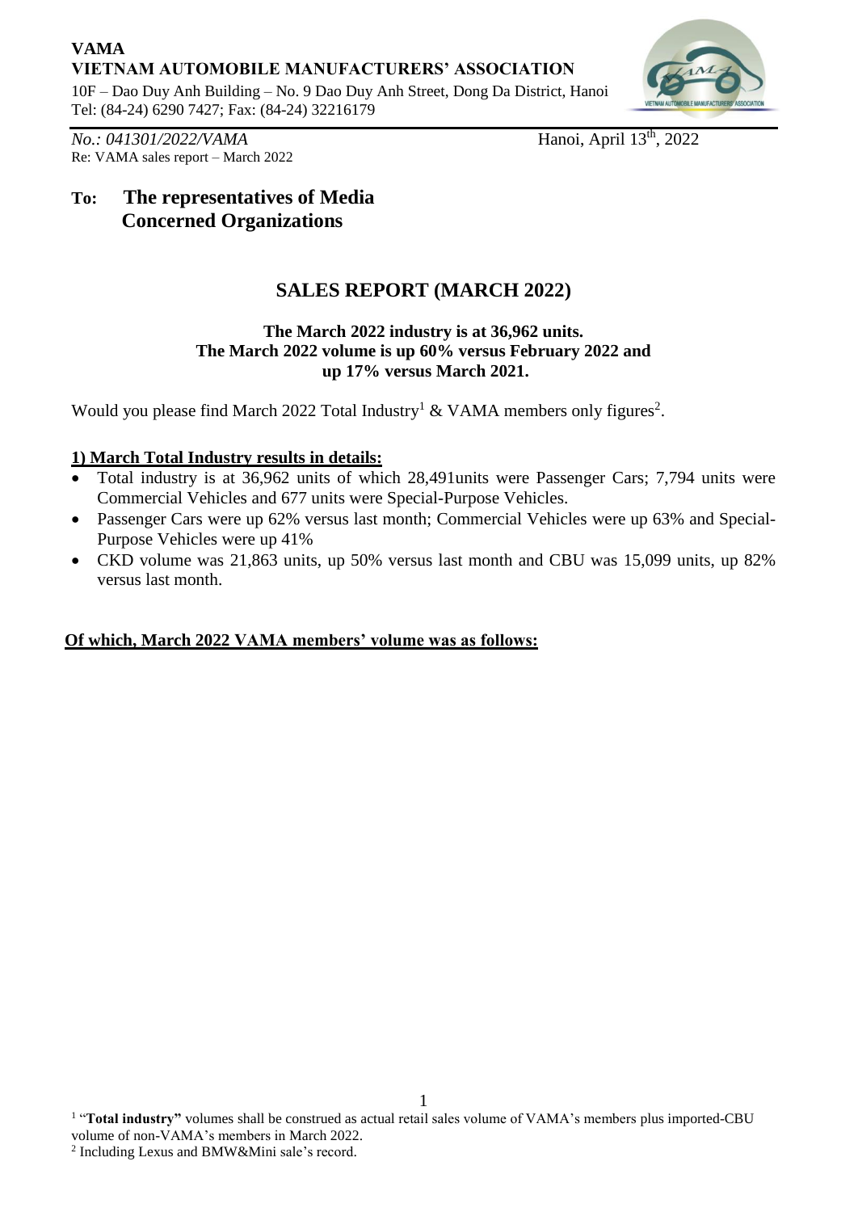**VAMA**
**VIETNAM AUTOMOBILE MANUFACTURERS' ASSOCIATION**
10F – Dao Duy Anh Building – No. 9 Dao Duy Anh Street, Dong Da District, Hanoi
Tel: (84-24) 6290 7427; Fax: (84-24) 32216179

*No.: 041301/2022/VAMA* Hanoi, April 13th, 2022
Re: VAMA sales report – March 2022

**To: The representatives of Media**
**Concerned Organizations**

## SALES REPORT (MARCH 2022)

**The March 2022 industry is at 36,962 units.**
**The March 2022 volume is up 60% versus February 2022 and up 17% versus March 2021.**

Would you please find March 2022 Total Industry[1] & VAMA members only figures[2].

**1) March Total Industry results in details:**

- Total industry is at 36,962 units of which 28,491units were Passenger Cars; 7,794 units were Commercial Vehicles and 677 units were Special-Purpose Vehicles.
- Passenger Cars were up 62% versus last month; Commercial Vehicles were up 63% and Special-Purpose Vehicles were up 41%
- CKD volume was 21,863 units, up 50% versus last month and CBU was 15,099 units, up 82% versus last month.

**Of which, March 2022 VAMA members' volume was as follows:**

[1] "**Total industry"** volumes shall be construed as actual retail sales volume of VAMA's members plus imported-CBU volume of non-VAMA's members in March 2022.
[2] Including Lexus and BMW&Mini sale's record.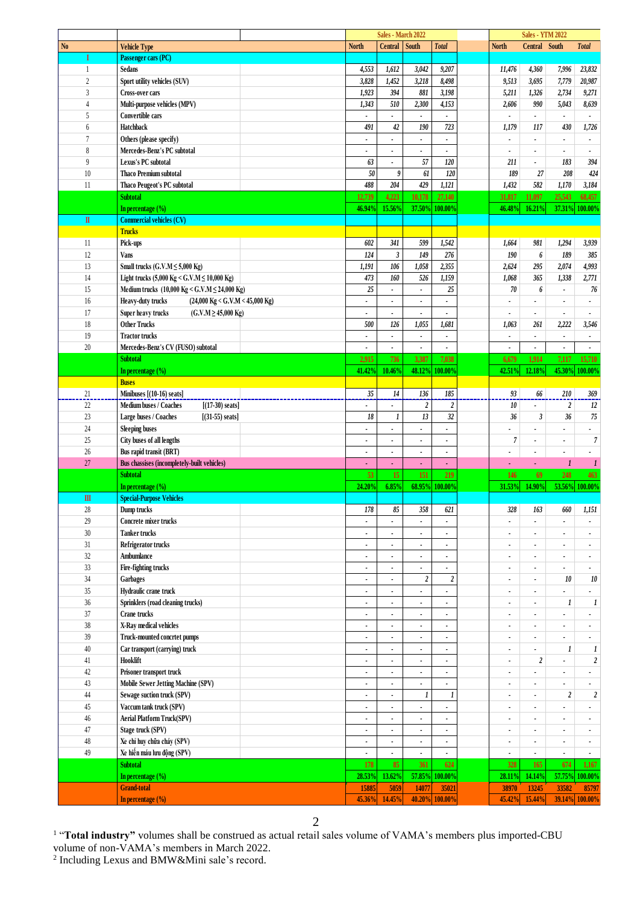| No | Vehicle Type | Sales - March 2022 | | | | Sales - YTM 2022 | | | |
|---|---|---|---|---|---|---|---|---|---|
| | | North | Central | South | Total | North | Central | South | Total |
| I | Passenger cars (PC) | | | | | | | | |
| 1 | Sedans | 4,553 | 1,612 | 3,042 | 9,207 | 11,476 | 4,360 | 7,996 | 23,832 |
| 2 | Sport utility vehicles (SUV) | 3,828 | 1,452 | 3,218 | 8,498 | 9,513 | 3,695 | 7,779 | 20,987 |
| 3 | Cross-over cars | 1,923 | 394 | 881 | 3,198 | 5,211 | 1,326 | 2,734 | 9,271 |
| 4 | Multi-purpose vehicles (MPV) | 1,343 | 510 | 2,300 | 4,153 | 2,606 | 990 | 5,043 | 8,639 |
| 5 | Convertible cars | - | - | - | - | - | - | - | - |
| 6 | Hatchback | 491 | 42 | 190 | 723 | 1,179 | 117 | 430 | 1,726 |
| 7 | Others (please specify) | - | - | - | - | - | - | - | - |
| 8 | Mercedes-Benz's PC subtotal | - | - | - | - | - | - | - | - |
| 9 | Lexus's PC subtotal | 63 | - | 57 | 120 | 211 | - | 183 | 394 |
| 10 | Thaco Premium subtotal | 50 | 9 | 61 | 120 | 189 | 27 | 208 | 424 |
| 11 | Thaco Peugeot's PC subtotal | 488 | 204 | 429 | 1,121 | 1,432 | 582 | 1,170 | 3,184 |
| | Subtotal | 12,739 | 4,223 | 10,178 | 27,140 | 31,817 | 11,097 | 25,543 | 68,457 |
| | In percentage (%) | 46.94% | 15.56% | 37.50% | 100.00% | 46.48% | 16.21% | 37.31% | 100.00% |
| II | Commercial vehicles (CV) | | | | | | | | |
| | Trucks | | | | | | | | |
| 11 | Pick-ups | 602 | 341 | 599 | 1,542 | 1,664 | 981 | 1,294 | 3,939 |
| 12 | Vans | 124 | 3 | 149 | 276 | 190 | 6 | 189 | 385 |
| 13 | Small trucks (G.V.M ≤ 5,000 Kg) | 1,191 | 106 | 1,058 | 2,355 | 2,624 | 295 | 2,074 | 4,993 |
| 14 | Light trucks (5,000 Kg < G.V.M ≤ 10,000 Kg) | 473 | 160 | 526 | 1,159 | 1,068 | 365 | 1,338 | 2,771 |
| 15 | Medium trucks (10,000 Kg < G.V.M ≤ 24,000 Kg) | 25 | - | - | 25 | 70 | 6 | - | 76 |
| 16 | Heavy-duty trucks (24,000 Kg < G.V.M < 45,000 Kg) | - | - | - | - | - | - | - | - |
| 17 | Super heavy trucks (G.V.M ≥ 45,000 Kg) | - | - | - | - | - | - | - | - |
| 18 | Other Trucks | 500 | 126 | 1,055 | 1,681 | 1,063 | 261 | 2,222 | 3,546 |
| 19 | Tractor trucks | - | - | - | - | - | - | - | - |
| 20 | Mercedes-Benz's CV (FUSO) subtotal | - | - | - | - | - | - | - | - |
| | Subtotal | 2,915 | 736 | 3,387 | 7,038 | 6,679 | 1,914 | 7,117 | 15,710 |
| | In percentage (%) | 41.42% | 10.46% | 48.12% | 100.00% | 42.51% | 12.18% | 45.30% | 100.00% |
| | Buses | | | | | | | | |
| 21 | Minibuses [(10-16) seats] | 35 | 14 | 136 | 185 | 93 | 66 | 210 | 369 |
| 22 | Medium buses / Coaches [(17-30) seats] | - | - | 2 | 2 | 10 | - | 2 | 12 |
| 23 | Large buses / Coaches [(31-55) seats] | 18 | 1 | 13 | 32 | 36 | 3 | 36 | 75 |
| 24 | Sleeping buses | - | - | - | - | - | - | - | - |
| 25 | City buses of all lengths | - | - | - | - | 7 | - | - | 7 |
| 26 | Bus rapid transit (BRT) | - | - | - | - | - | - | - | - |
| 27 | Bus chassises (incompletely-built vehicles) | - | - | - | - | - | - | 1 | 1 |
| | Subtotal | 53 | 15 | 151 | 219 | 146 | 69 | 248 | 463 |
| | In percentage (%) | 24.20% | 6.85% | 68.95% | 100.00% | 31.53% | 14.90% | 53.56% | 100.00% |
| III | Special-Purpose Vehicles | | | | | | | | |
| 28 | Dump trucks | 178 | 85 | 358 | 621 | 328 | 163 | 660 | 1,151 |
| 29 | Concrete mixer trucks | - | - | - | - | - | - | - | - |
| 30 | Tanker trucks | - | - | - | - | - | - | - | - |
| 31 | Refrigerator trucks | - | - | - | - | - | - | - | - |
| 32 | Ambumlance | - | - | - | - | - | - | - | - |
| 33 | Fire-fighting trucks | - | - | - | - | - | - | - | - |
| 34 | Garbages | - | - | 2 | 2 | - | - | 10 | 10 |
| 35 | Hydraulic crane truck | - | - | - | - | - | - | - | - |
| 36 | Sprinklers (road cleaning trucks) | - | - | - | - | - | - | 1 | 1 |
| 37 | Crane trucks | - | - | - | - | - | - | - | - |
| 38 | X-Ray medical vehicles | - | - | - | - | - | - | - | - |
| 39 | Truck-mounted concrtet pumps | - | - | - | - | - | - | - | - |
| 40 | Car transport (carrying) truck | - | - | - | - | - | - | 1 | 1 |
| 41 | Hooklift | - | - | - | - | - | 2 | - | 2 |
| 42 | Prisoner transport truck | - | - | - | - | - | - | - | - |
| 43 | Mobile Sewer Jetting Machine (SPV) | - | - | - | - | - | - | - | - |
| 44 | Sewage suction truck (SPV) | - | - | 1 | 1 | - | - | 2 | 2 |
| 45 | Vaccum tank truck (SPV) | - | - | - | - | - | - | - | - |
| 46 | Aerial Platform Truck(SPV) | - | - | - | - | - | - | - | - |
| 47 | Stage truck (SPV) | - | - | - | - | - | - | - | - |
| 48 | Xe chỉ huy chữa cháy (SPV) | - | - | - | - | - | - | - | - |
| 49 | Xe hiến máu lưu động (SPV) | - | - | - | - | - | - | - | - |
| | Subtotal | 178 | 85 | 361 | 624 | 328 | 165 | 674 | 1,167 |
| | In percentage (%) | 28.53% | 13.62% | 57.85% | 100.00% | 28.11% | 14.14% | 57.75% | 100.00% |
| | Grand-total | 15885 | 5059 | 14077 | 35021 | 38970 | 13245 | 33582 | 85797 |
| | In percentage (%) | 45.36% | 14.45% | 40.20% | 100.00% | 45.42% | 15.44% | 39.14% | 100.00% |

[1] "**Total industry**" volumes shall be construed as actual retail sales volume of VAMA's members plus imported-CBU volume of non-VAMA's members in March 2022.

[2] Including Lexus and BMW&Mini sale's record.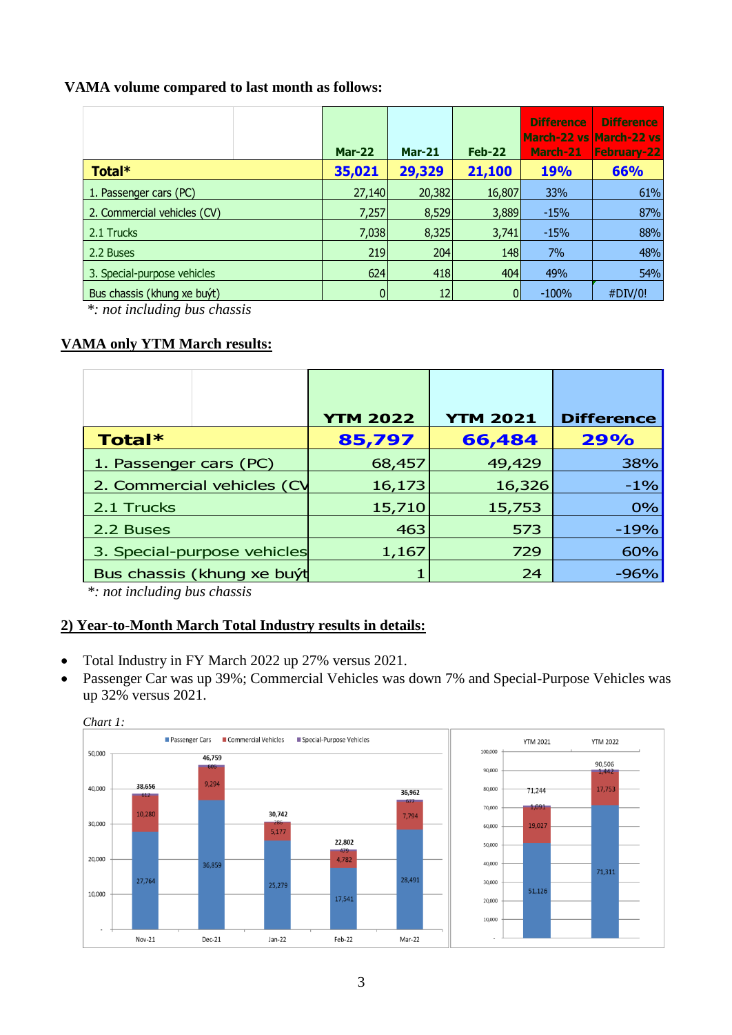**VAMA volume compared to last month as follows:**

| | Mar-22 | Mar-21 | Feb-22 | Difference March-22 vs March-21 | Difference March-22 vs February-22 |
|---|---|---|---|---|---|
| **Total*** | **35,021** | **29,329** | **21,100** | **19%** | **66%** |
| 1. Passenger cars (PC) | 27,140 | 20,382 | 16,807 | 33% | 61% |
| 2. Commercial vehicles (CV) | 7,257 | 8,529 | 3,889 | -15% | 87% |
| 2.1 Trucks | 7,038 | 8,325 | 3,741 | -15% | 88% |
| 2.2 Buses | 219 | 204 | 148 | 7% | 48% |
| 3. Special-purpose vehicles | 624 | 418 | 404 | 49% | 54% |
| Bus chassis (khung xe buýt) | 0 | 12 | 0 | -100% | #DIV/0! |

*\*: not including bus chassis*

## VAMA only YTM March results:

| | YTM 2022 | YTM 2021 | Difference |
|---|---|---|---|
| **Total*** | **85,797** | **66,484** | **29%** |
| 1. Passenger cars (PC) | 68,457 | 49,429 | 38% |
| 2. Commercial vehicles (CV | 16,173 | 16,326 | -1% |
| 2.1 Trucks | 15,710 | 15,753 | 0% |
| 2.2 Buses | 463 | 573 | -19% |
| 3. Special-purpose vehicles | 1,167 | 729 | 60% |
| Bus chassis (khung xe buýt | 1 | 24 | -96% |

*\*: not including bus chassis*

## 2) Year-to-Month March Total Industry results in details:

- Total Industry in FY March 2022 up 27% versus 2021.
- Passenger Car was up 39%; Commercial Vehicles was down 7% and Special-Purpose Vehicles was up 32% versus 2021.

*Chart 1:*

| | Nov-21 | Dec-21 | Jan-22 | Feb-22 | Mar-22 |
|---|---|---|---|---|---|
| Passenger Cars | 27,764 | 36,859 | 25,279 | 17,541 | 28,491 |
| Commercial Vehicles | 10,280 | 9,294 | 5,177 | 4,782 | 7,794 |
| Special-Purpose Vehicles | 612 | 606 | 286 | 479 | 677 |
| Total | 38,656 | 46,759 | 30,742 | 22,802 | 36,962 |

| | YTM 2021 | YTM 2022 |
|---|---|---|
| Passenger Cars | 51,126 | 71,311 |
| Commercial Vehicles | 19,027 | 17,753 |
| Special-Purpose Vehicles | 1,091 | 1,442 |
| Total | 71,244 | 90,506 |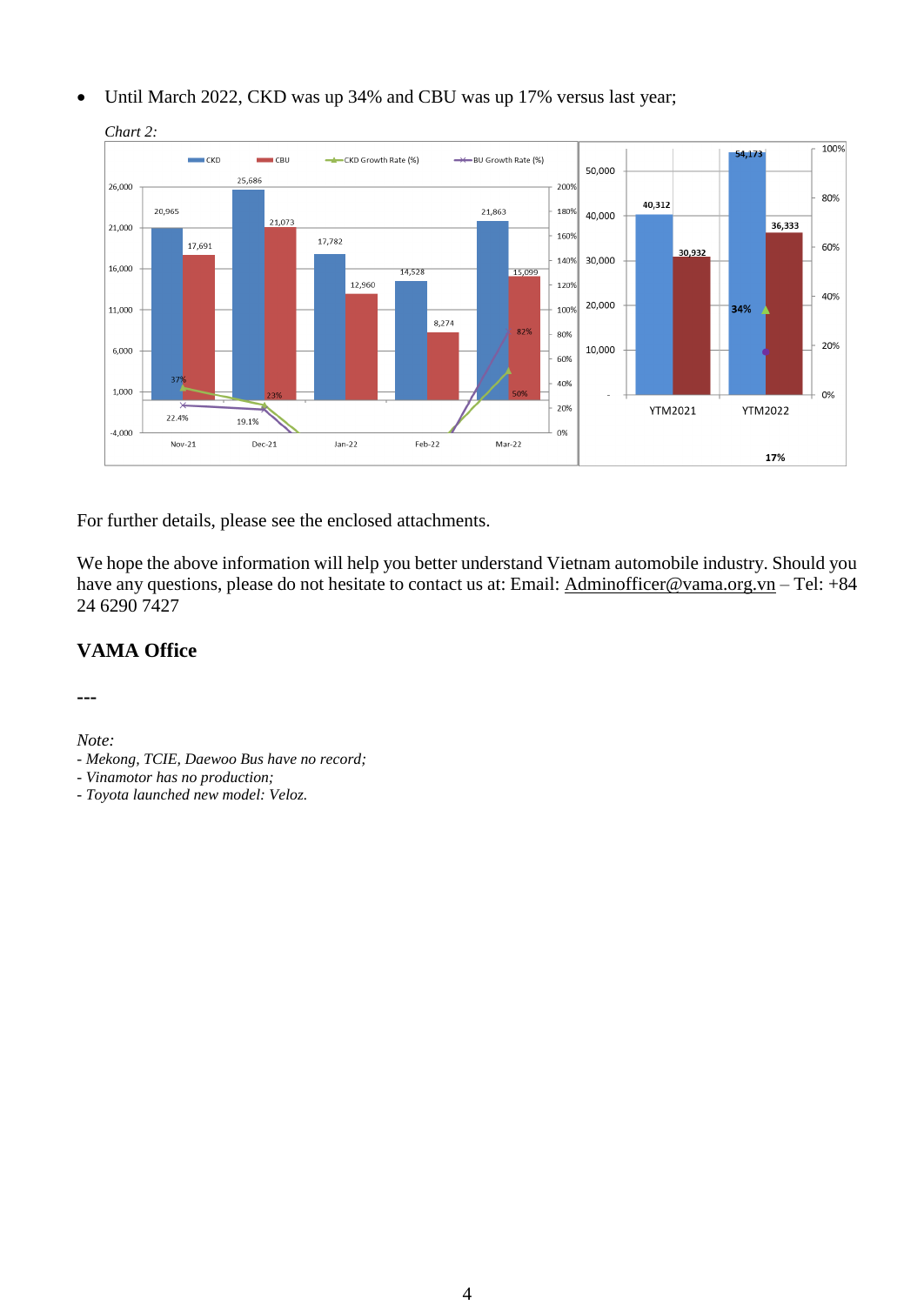- Until March 2022, CKD was up 34% and CBU was up 17% versus last year;

*Chart 2:*

CKD
CBU
CKD Growth Rate (%)
BU Growth Rate (%)

26,000
21,000
16,000
11,000
6,000
1,000
-4,000

200%
180%
160%
140%
120%
100%
80%
60%
40%
20%
0%

20,965
17,691
25,686
21,073
17,782
12,960
14,528
8,274
21,863
15,099
37%
22.4%
23%
19.1%
82%
50%

Nov-21
Dec-21
Jan-22
Feb-22
Mar-22

50,000
40,000
30,000
20,000
10,000
-

100%
80%
60%
40%
20%
0%

40,312
30,932
54,173
36,333
34%
17%

YTM2021
YTM2022

For further details, please see the enclosed attachments.

We hope the above information will help you better understand Vietnam automobile industry. Should you have any questions, please do not hesitate to contact us at: Email: Adminofficer@vama.org.vn – Tel: +84 24 6290 7427

## VAMA Office

---

*Note:*
*- Mekong, TCIE, Daewoo Bus have no record;*
*- Vinamotor has no production;*
*- Toyota launched new model: Veloz.*